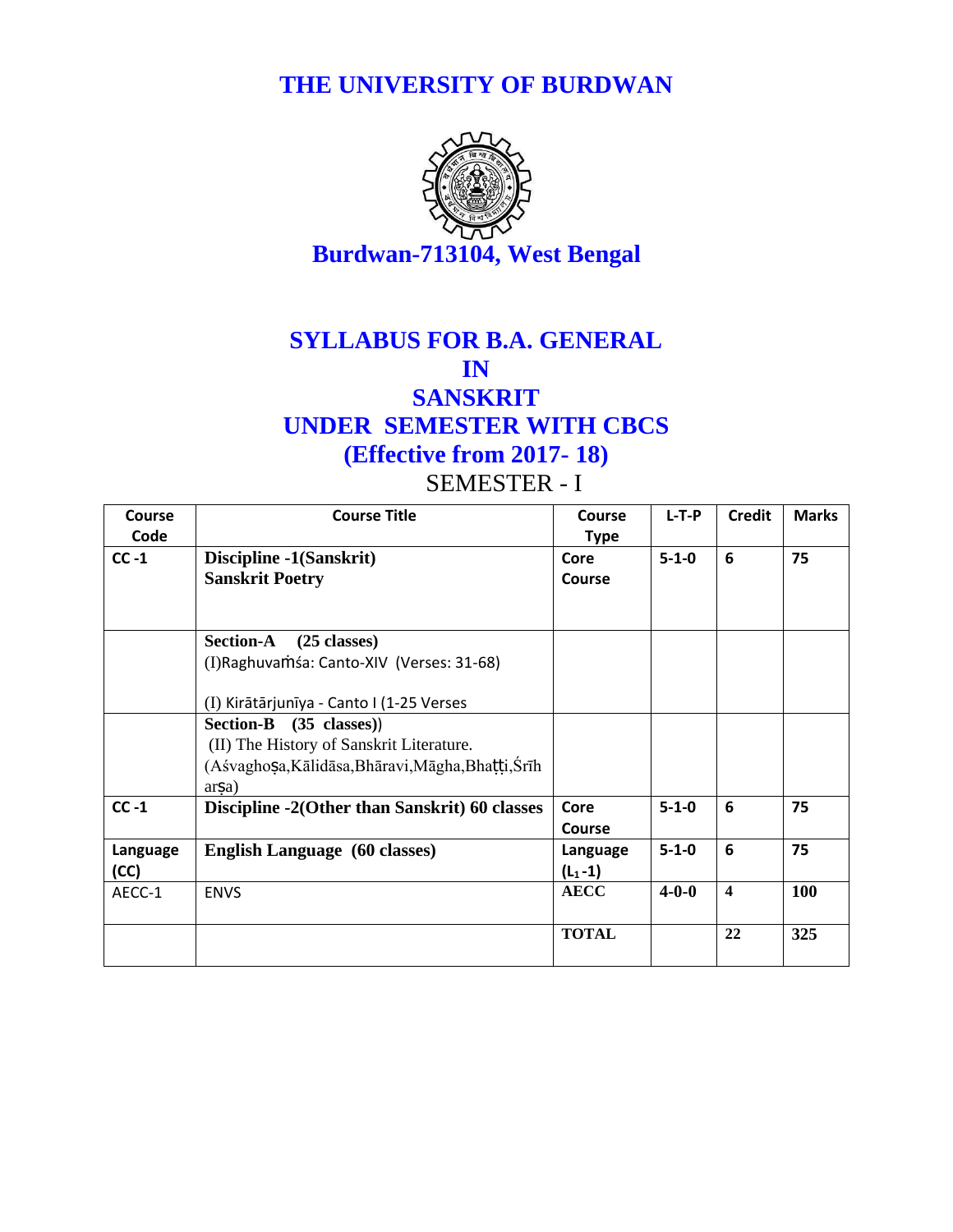# THE UNIVERSITY OF BURDWAN

## Burdwan-713104, West Bengal

# SYLLABUS FOR B.A. GENERAL IN SANSKRIT UNDER SEMESTER WITH CBCS (Effective from 2017- 18)

## SEMESTER - I

| Course Code | Course Title | Course Type | L-T-P | Credit | Marks |
|---|---|---|---|---|---|
| CC -1 | **Discipline -1(Sanskrit)** **Sanskrit Poetry** | Core Course | 5-1-0 | 6 | 75 |
| | **Section-A (25 classes)** (I)Raghuvaṁśa: Canto-XIV (Verses: 31-68) (I) Kirātārjunīya - Canto I (1-25 Verses | | | | |
| | **Section-B (35 classes))** (II) The History of Sanskrit Literature. (Aśvaghoṣa,Kālidāsa,Bhāravi,Māgha,Bhaṭṭi,Śrīharṣa) | | | | |
| CC -1 | **Discipline -2(Other than Sanskrit) 60 classes** | Core Course | 5-1-0 | 6 | 75 |
| Language (CC) | **English Language (60 classes)** | Language ($L_1$-1) | 5-1-0 | 6 | 75 |
| AECC-1 | ENVS | AECC | 4-0-0 | 4 | 100 |
| | | TOTAL | | 22 | 325 |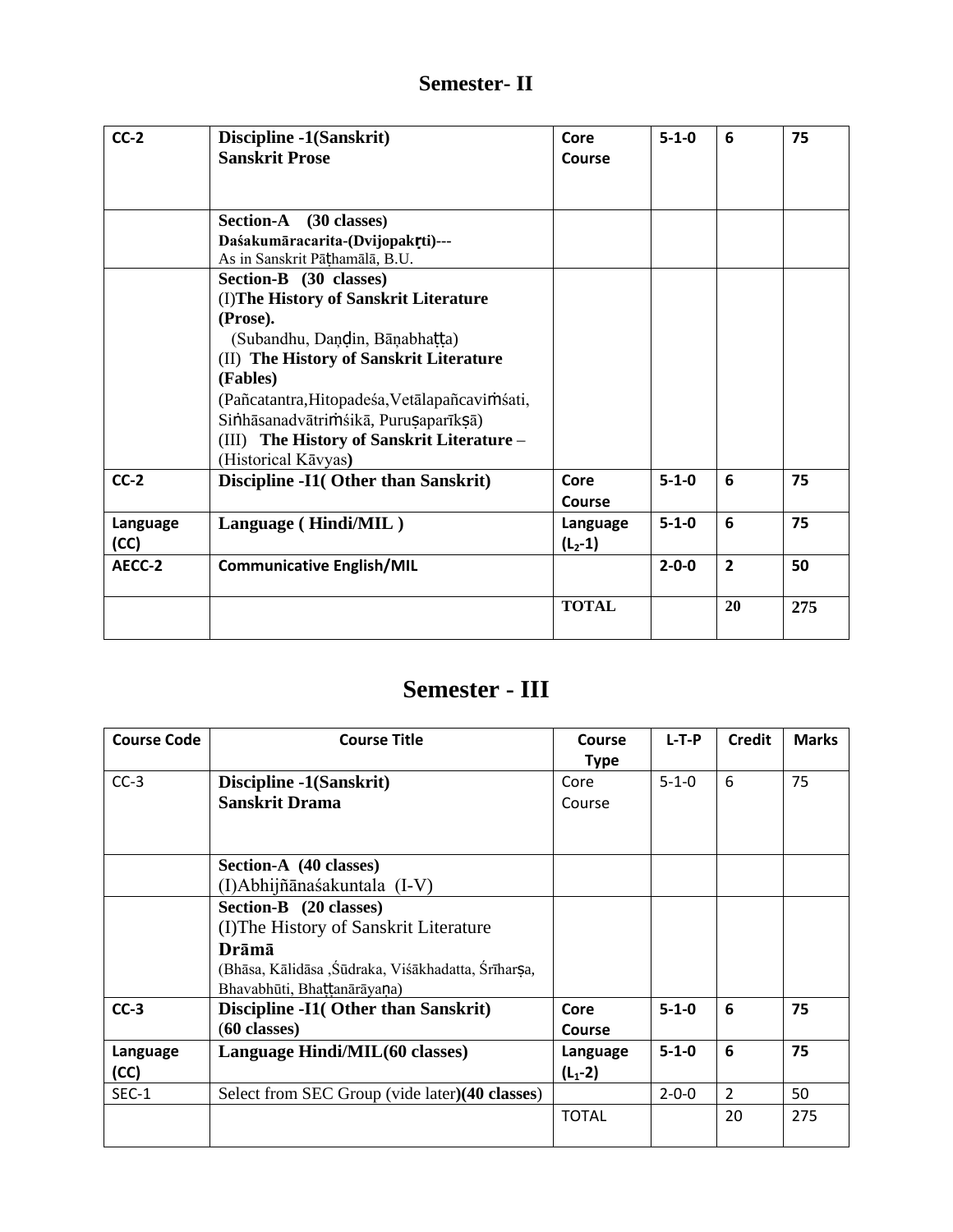## Semester- II

| CC-2 | **Discipline -1(Sanskrit)**<br>**Sanskrit Prose** | Core Course | 5-1-0 | 6 | 75 |
|---|---|---|---|---|---|
| | **Section-A (30 classes)**<br>**Daśakumāracarita-(Dvijopakṛti)---**<br>As in Sanskrit Pāṭhamālā, B.U. | | | | |
| | **Section-B (30 classes)**<br>(I)**The History of Sanskrit Literature (Prose).**<br>(Subandhu, Daṇḍin, Bāṇabhaṭṭa)<br>(II) **The History of Sanskrit Literature (Fables)**<br>(Pañcatantra,Hitopadeśa,Vetālapañcaviṁśati, Siṅhāsanadvātriṁśikā, Puruṣaparīkṣā)<br>(III) **The History of Sanskrit Literature** – (Historical Kāvyas**)** | | | | |
| **CC-2** | **Discipline -I1( Other than Sanskrit)** | Core Course | 5-1-0 | 6 | 75 |
| **Language (CC)** | **Language ( Hindi/MIL )** | Language ($L_2$-1) | 5-1-0 | 6 | 75 |
| **AECC-2** | **Communicative English/MIL** | | 2-0-0 | 2 | 50 |
| | | **TOTAL** | | **20** | **275** |

## Semester - III

| Course Code | Course Title | Course Type | L-T-P | Credit | Marks |
|---|---|---|---|---|---|
| CC-3 | **Discipline -1(Sanskrit)**<br>**Sanskrit Drama** | Core Course | 5-1-0 | 6 | 75 |
| | **Section-A (40 classes)**<br>(I)Abhijñānaśakuntala (I-V) | | | | |
| | **Section-B (20 classes)**<br>(I)The History of Sanskrit Literature<br>**Drāmā**<br>(Bhāsa, Kālidāsa ,Śūdraka, Viśākhadatta, Śrīharṣa, Bhavabhūti, Bhaṭṭanārāyaṇa) | | | | |
| **CC-3** | **Discipline -I1( Other than Sanskrit)**<br>**(60 classes)** | Core Course | 5-1-0 | 6 | 75 |
| **Language (CC)** | **Language Hindi/MIL(60 classes)** | Language ($L_1$-2) | 5-1-0 | 6 | 75 |
| SEC-1 | Select from SEC Group (vide later**)(40 classes)** | | 2-0-0 | 2 | 50 |
| | | TOTAL | | 20 | 275 |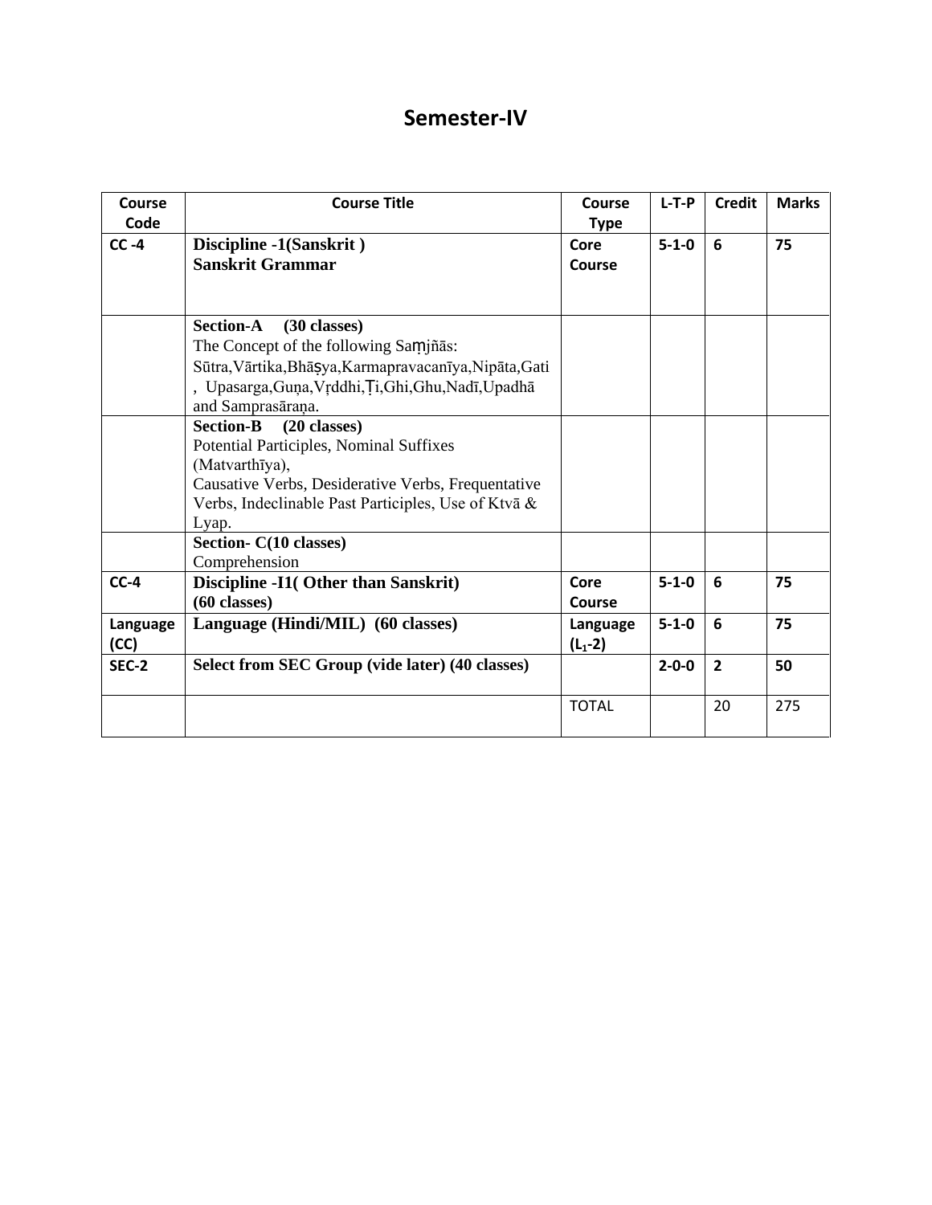# Semester-IV

| Course Code | Course Title | Course Type | L-T-P | Credit | Marks |
|---|---|---|---|---|---|
| CC -4 | **Discipline -1(Sanskrit )**<br>**Sanskrit Grammar** | Core Course | 5-1-0 | 6 | 75 |
| | **Section-A (30 classes)**<br>The Concept of the following Saṃjñās: Sūtra,Vārtika,Bhāṣya,Karmapravacanīya,Nipāta,Gati , Upasarga,Guṇa,Vṛddhi,Ṭi,Ghi,Ghu,Nadī,Upadhā and Samprasāraṇa. | | | | |
| | **Section-B (20 classes)**<br>Potential Participles, Nominal Suffixes (Matvarthīya),<br>Causative Verbs, Desiderative Verbs, Frequentative Verbs, Indeclinable Past Participles, Use of Ktvā & Lyap. | | | | |
| | **Section- C(10 classes)**<br>Comprehension | | | | |
| CC-4 | **Discipline -I1( Other than Sanskrit)**<br>**(60 classes)** | Core Course | 5-1-0 | 6 | 75 |
| Language (CC) | **Language (Hindi/MIL) (60 classes)** | Language ($L_1$-2) | 5-1-0 | 6 | 75 |
| SEC-2 | **Select from SEC Group (vide later) (40 classes)** | | 2-0-0 | 2 | 50 |
| | | TOTAL | | 20 | 275 |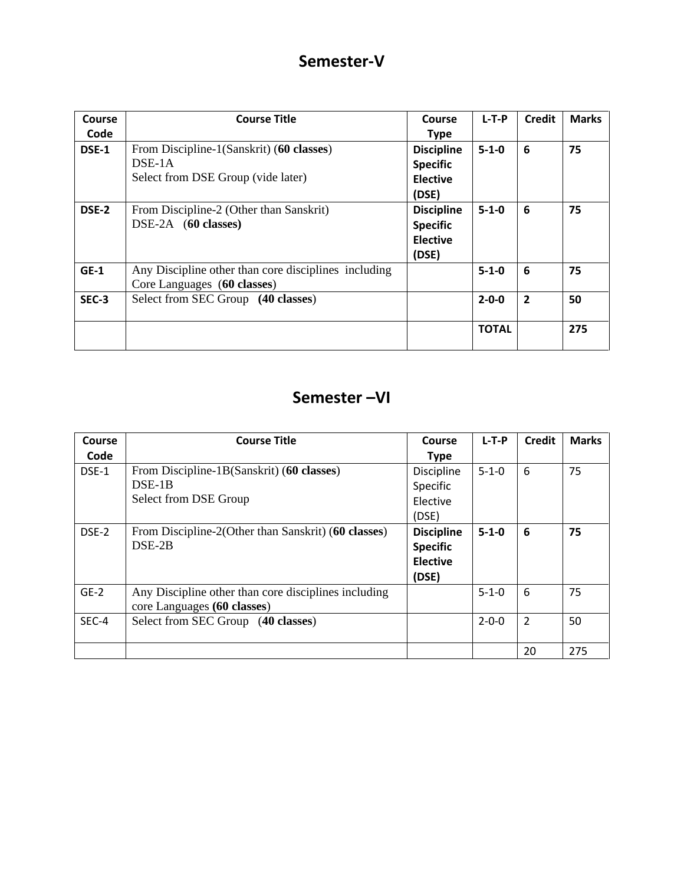# Semester-V

| Course Code | Course Title | Course Type | L-T-P | Credit | Marks |
|---|---|---|---|---|---|
| **DSE-1** | From Discipline-1(Sanskrit) (**60 classes**)<br>DSE-1A<br>Select from DSE Group (vide later) | **Discipline Specific Elective (DSE)** | **5-1-0** | **6** | **75** |
| **DSE-2** | From Discipline-2 (Other than Sanskrit)<br>DSE-2A (**60 classes)** | **Discipline Specific Elective (DSE)** | **5-1-0** | **6** | **75** |
| **GE-1** | Any Discipline other than core disciplines including Core Languages (**60 classes**) | | **5-1-0** | **6** | **75** |
| **SEC-3** | Select from SEC Group (**40 classes**) | | **2-0-0** | **2** | **50** |
| | | | **TOTAL** | | **275** |

# Semester –VI

| Course Code | Course Title | Course Type | L-T-P | Credit | Marks |
|---|---|---|---|---|---|
| DSE-1 | From Discipline-1B(Sanskrit) (**60 classes**)<br>DSE-1B<br>Select from DSE Group | Discipline Specific Elective (DSE) | 5-1-0 | 6 | 75 |
| DSE-2 | From Discipline-2(Other than Sanskrit) (**60 classes**)<br>DSE-2B | **Discipline Specific Elective (DSE)** | **5-1-0** | **6** | **75** |
| GE-2 | Any Discipline other than core disciplines including core Languages **(60 classes**) | | 5-1-0 | 6 | 75 |
| SEC-4 | Select from SEC Group (**40 classes**) | | 2-0-0 | 2 | 50 |
| | | | | 20 | 275 |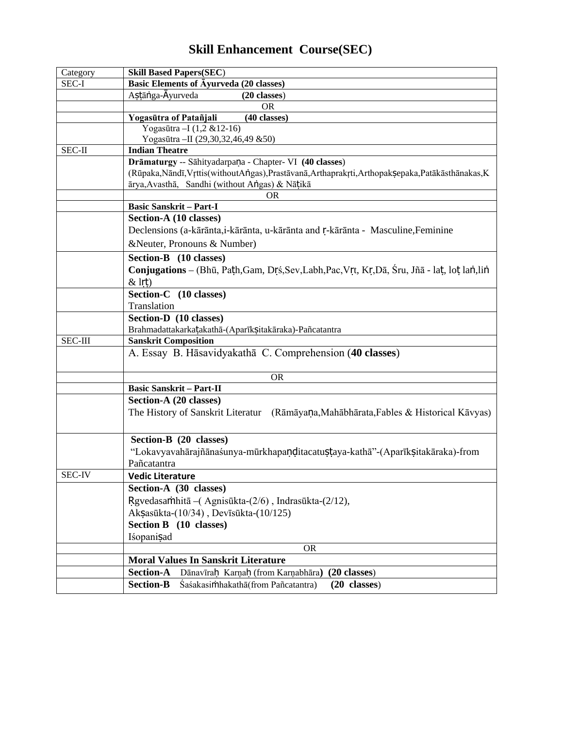# Skill Enhancement Course(SEC)

| Category | Skill Based Papers(SEC) |
|---|---|
| SEC-I | **Basic Elements of Āyurveda (20 classes)** |
| | Aṣṭāṅga-Āyurveda **(20 classes)** |
| | OR |
| | **Yogasūtra of Patañjali (40 classes)** |
| | Yogasūtra –I (1,2 &12-16)<br>Yogasūtra –II (29,30,32,46,49 &50) |
| SEC-II | **Indian Theatre** |
| | **Drāmaturgy** -- Sāhityadarpaṇa - Chapter- VI **(40 classes)**<br>(Rūpaka,Nāndī,Vṛttis(withoutAṅgas),Prastāvanā,Arthaprakṛti,Arthopakṣepaka,Patākāsthānakas,Kārya,Avasthā, Sandhi (without Aṅgas) & Nāṭikā |
| | OR |
| | **Basic Sanskrit – Part-I** |
| | **Section-A (10 classes)**<br>Declensions (a-kārānta,i-kārānta, u-kārānta and ṛ-kārānta - Masculine,Feminine &Neuter, Pronouns & Number) |
| | **Section-B (10 classes)**<br>**Conjugations** – (Bhū, Paṭh,Gam, Dṛś,Sev,Labh,Pac,Vṛt, Kṛ,Dā, Śru, Jñā - laṭ, loṭ laṅ,liṅ & lṛṭ) |
| | **Section-C (10 classes)**<br>Translation |
| | **Section-D (10 classes)**<br>Brahmadattakarkaṭakathā-(Aparīkṣitakāraka)-Pañcatantra |
| SEC-III | **Sanskrit Composition** |
| | A. Essay B. Hāsavidyakathā C. Comprehension (**40 classes**) |
| | OR |
| | **Basic Sanskrit – Part-II** |
| | **Section-A (20 classes)**<br>The History of Sanskrit Literatur (Rāmāyaṇa,Mahābhārata,Fables & Historical Kāvyas) |
| | **Section-B (20 classes)**<br>"Lokavyavahārajñānaśunya-mūrkhapaṇḍitacatuṣṭaya-kathā"-(Aparīkṣitakāraka)-from Pañcatantra |
| SEC-IV | **Vedic Literature** |
| | **Section-A (30 classes)**<br>Ṛgvedasaṁhitā –( Agnisūkta-(2/6) , Indrasūkta-(2/12), Akṣasūkta-(10/34) , Devīsūkta-(10/125)<br>**Section B (10 classes)**<br>Iśopaniṣad |
| | OR |
| | **Moral Values In Sanskrit Literature** |
| | **Section-A** Dānavīraḥ Karṇaḥ (from Karṇabhāra) **(20 classes)** |
| | **Section-B** Śaśakasiṁhakathā(from Pañcatantra) **(20 classes)** |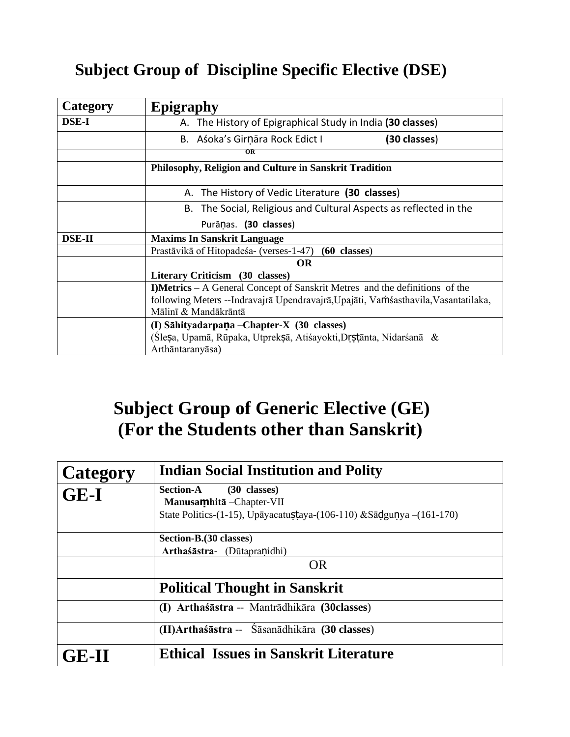## Subject Group of Discipline Specific Elective (DSE)

| Category | Epigraphy |
|---|---|
| DSE-I | A. The History of Epigraphical Study in India **(30 classes**) |
| | B. Aśoka's Girṇāra Rock Edict I **(30 classes**) |
| | OR |
| | **Philosophy, Religion and Culture in Sanskrit Tradition** |
| | A. The History of Vedic Literature **(30 classes**) |
| | B. The Social, Religious and Cultural Aspects as reflected in the Purāṇas. **(30 classes**) |
| DSE-II | **Maxims In Sanskrit Language** |
| | Prastāvikā of Hitopadeśa- (verses-1-47) **(60 classes**) |
| | **OR** |
| | **Literary Criticism (30 classes)** |
| | **I)Metrics** – A General Concept of Sanskrit Metres and the definitions of the following Meters --Indravajrā Upendravajrā,Upajāti, Vaṁśasthavila,Vasantatilaka, Mālinī & Mandākrāntā |
| | **(I) Sāhityadarpaṇa –Chapter-X (30 classes)** (Śleṣa, Upamā, Rūpaka, Utprekṣā, Atiśayokti,Dṛṣṭānta, Nidarśanā & Arthāntaranyāsa) |

## Subject Group of Generic Elective (GE)
## (For the Students other than Sanskrit)

| Category | Indian Social Institution and Polity |
|---|---|
| GE-I | **Section-A (30 classes)** **Manusaṃhitā** –Chapter-VII State Politics-(1-15), Upāyacatuṣṭaya-(106-110) &Sāḍguṇya –(161-170) |
| | **Section-B.(30 classes**) **Arthaśāstra-** (Dūtapraṇidhi) |
| | OR |
| | **Political Thought in Sanskrit** |
| | **(I) Arthaśāstra** -- Mantrādhikāra **(30classes**) |
| | **(II)Arthaśāstra** -- Śāsanādhikāra **(30 classes**) |
| GE-II | **Ethical Issues in Sanskrit Literature** |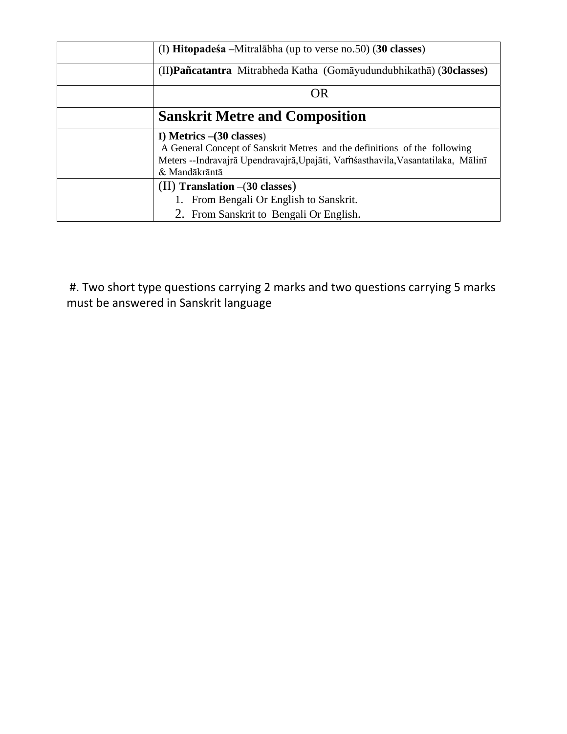| | |
|---|---|
| | (I) **Hitopadeśa** –Mitralābha (up to verse no.50) (**30 classes**) |
| | (II)**Pañcatantra** Mitrabheda Katha (Gomāyudundubhikathā) (**30classes)** |
| | OR |
| | **Sanskrit Metre and Composition** |
| | **I) Metrics –(30 classes**) A General Concept of Sanskrit Metres and the definitions of the following Meters --Indravajrā Upendravajrā,Upajāti, Vaṁśasthavila,Vasantatilaka, Mālinī & Mandākrāntā |
| | (II) **Translation** –(**30 classes**) 1. From Bengali Or English to Sanskrit. 2. From Sanskrit to Bengali Or English. |

#. Two short type questions carrying 2 marks and two questions carrying 5 marks must be answered in Sanskrit language